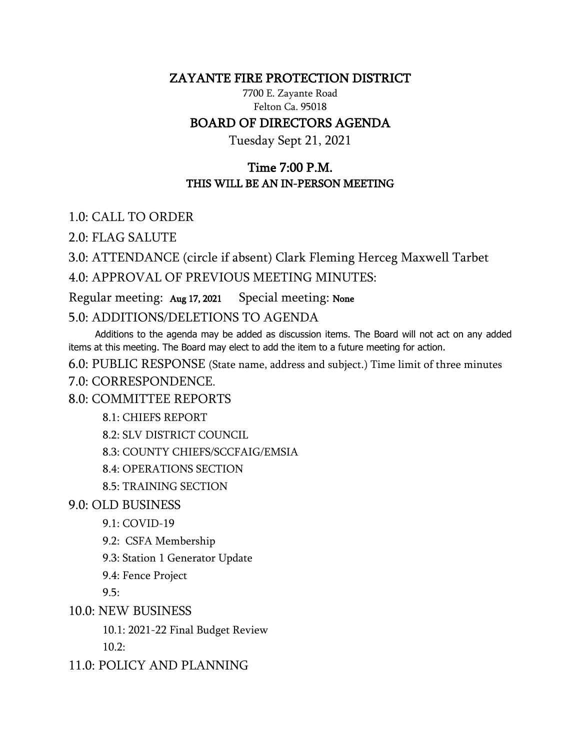# ZAYANTE FIRE PROTECTION DISTRICT

7700 E. Zayante Road
Felton Ca. 95018

## BOARD OF DIRECTORS AGENDA

Tuesday Sept 21, 2021

### Time 7:00 P.M.

**THIS WILL BE AN IN-PERSON MEETING**

1.0: CALL TO ORDER

2.0: FLAG SALUTE

3.0: ATTENDANCE (circle if absent) Clark Fleming Herceg Maxwell Tarbet

4.0: APPROVAL OF PREVIOUS MEETING MINUTES:

Regular meeting: Aug 17, 2021 Special meeting: None

5.0: ADDITIONS/DELETIONS TO AGENDA

Additions to the agenda may be added as discussion items. The Board will not act on any added items at this meeting. The Board may elect to add the item to a future meeting for action.

6.0: PUBLIC RESPONSE (State name, address and subject.) Time limit of three minutes

7.0: CORRESPONDENCE.

8.0: COMMITTEE REPORTS

- 8.1: CHIEFS REPORT
- 8.2: SLV DISTRICT COUNCIL
- 8.3: COUNTY CHIEFS/SCCFAIG/EMSIA
- 8.4: OPERATIONS SECTION
- 8.5: TRAINING SECTION

9.0: OLD BUSINESS

- 9.1: COVID-19
- 9.2: CSFA Membership
- 9.3: Station 1 Generator Update
- 9.4: Fence Project
- 9.5:

10.0: NEW BUSINESS

- 10.1: 2021-22 Final Budget Review
- 10.2:

11.0: POLICY AND PLANNING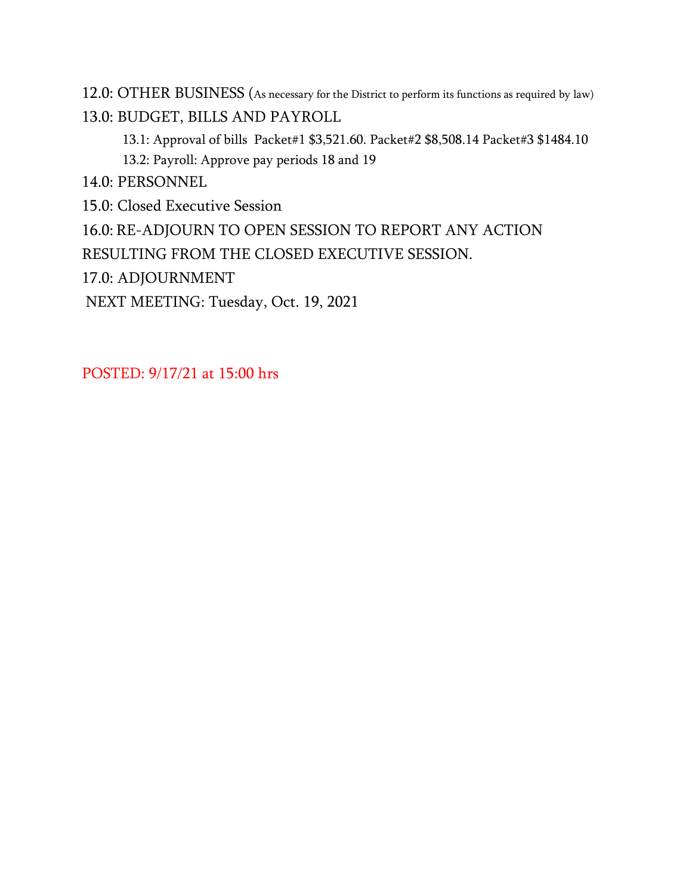12.0: OTHER BUSINESS (As necessary for the District to perform its functions as required by law)

13.0: BUDGET, BILLS AND PAYROLL

- 13.1: Approval of bills Packet#1 $3,521.60. Packet#2 $8,508.14 Packet#3 $1484.10
- 13.2: Payroll: Approve pay periods 18 and 19

14.0: PERSONNEL

15.0: Closed Executive Session

16.0: RE-ADJOURN TO OPEN SESSION TO REPORT ANY ACTION RESULTING FROM THE CLOSED EXECUTIVE SESSION.

17.0: ADJOURNMENT

NEXT MEETING: Tuesday, Oct. 19, 2021

POSTED: 9/17/21 at 15:00 hrs